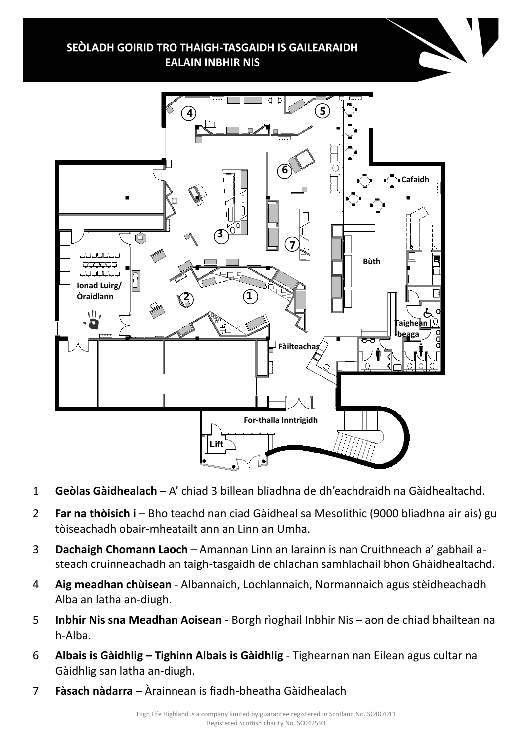# SEÒLADH GOIRID TRO THAIGH-TASGAIDH IS GAILEARAIDH EALAIN INBHIR NIS

4 5 6 Cafaidh 3 7 Bùth Ionad Luirg/ Òraidlann 2 1 Taighean beaga Fàilteachas For-thalla Inntrigidh Lift

1 **Geòlas Gàidhealach** – A' chiad 3 billean bliadhna de dh'eachdraidh na Gàidhealtachd.

2 **Far na thòisich i** – Bho teachd nan ciad Gàidheal sa Mesolithic (9000 bliadhna air ais) gu tòiseachadh obair-mheatailt ann an Linn an Umha.

3 **Dachaigh Chomann Laoch** – Amannan Linn an Iarainn is nan Cruithneach a' gabhail a-steach cruinneachadh an taigh-tasgaidh de chlachan samhlachail bhon Ghàidhealtachd.

4 **Aig meadhan chùisean** - Albannaich, Lochlannaich, Normannaich agus stèidheachadh Alba an latha an-diugh.

5 **Inbhir Nis sna Meadhan Aoisean** - Borgh rìoghail Inbhir Nis – aon de chiad bhailtean na h-Alba.

6 **Albais is Gàidhlig – Tighinn Albais is Gàidhlig** - Tighearnan nan Eilean agus cultar na Gàidhlig san latha an-diugh.

7 **Fàsach nàdarra** – Àrainnean is fiadh-bheatha Gàidhealach

High Life Highland is a company limited by guarantee registered in Scotland No. SC407011
Registered Scottish charity No. SC042593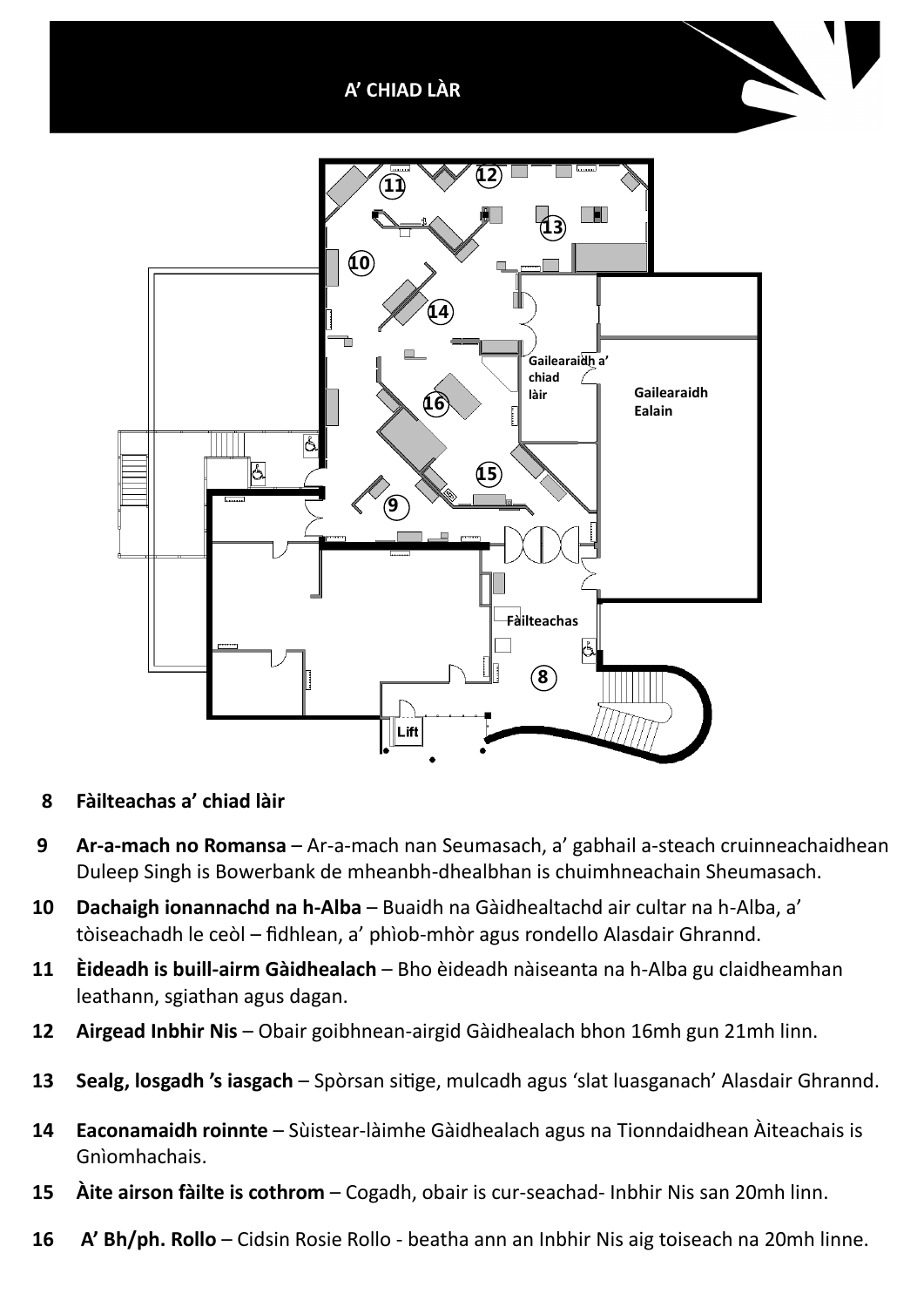## A' CHIAD LÀR

Gailearaidh a' chiad làir

Gailearaidh Ealain

Fàilteachas

Lift

**8** **Fàilteachas a' chiad làir**

**9** **Ar-a-mach no Romansa** – Ar-a-mach nan Seumasach, a' gabhail a-steach cruinneachaidhean Duleep Singh is Bowerbank de mheanbh-dhealbhan is chuimhneachain Sheumasach.

**10** **Dachaigh ionannachd na h-Alba** – Buaidh na Gàidhealtachd air cultar na h-Alba, a' tòiseachadh le ceòl – fìdhlean, a' phìob-mhòr agus rondello Alasdair Ghrannd.

**11** **Èideadh is buill-airm Gàidhealach** – Bho èideadh nàiseanta na h-Alba gu claidheamhan leathann, sgiathan agus dagan.

**12** **Airgead Inbhir Nis** – Obair goibhnean-airgid Gàidhealach bhon 16mh gun 21mh linn.

**13** **Sealg, losgadh 's iasgach** – Spòrsan sitige, mulcadh agus 'slat luasganach' Alasdair Ghrannd.

**14** **Eaconamaidh roinnte** – Sùistear-làimhe Gàidhealach agus na Tionndaidhean Àiteachais is Gnìomhachais.

**15** **Àite airson fàilte is cothrom** – Cogadh, obair is cur-seachad- Inbhir Nis san 20mh linn.

**16** **A' Bh/ph. Rollo** – Cidsin Rosie Rollo - beatha ann an Inbhir Nis aig toiseach na 20mh linne.